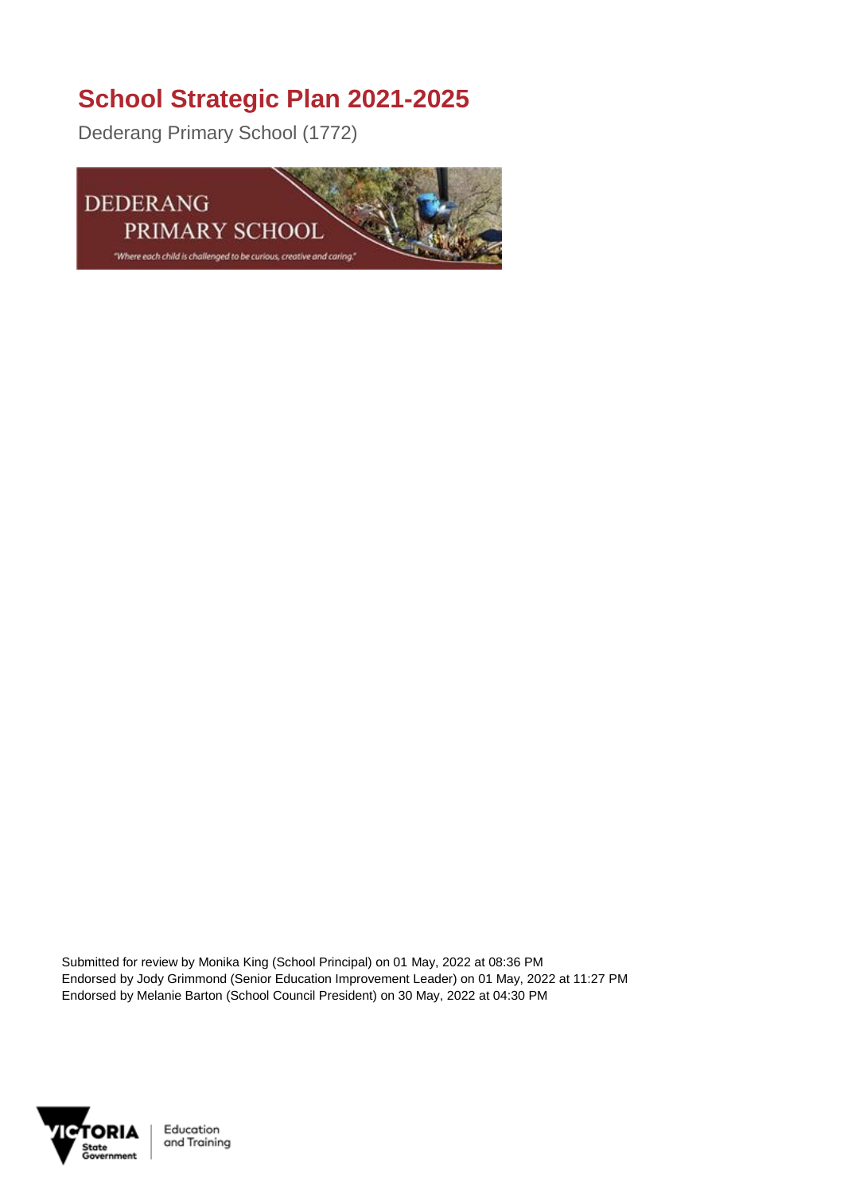# School Strategic Plan 2021-2025

Dederang Primary School (1772)

DEDERANG PRIMARY SCHOOL

"Where each child is challenged to be curious, creative and caring."

Submitted for review by Monika King (School Principal) on 01 May, 2022 at 08:36 PM
Endorsed by Jody Grimmond (Senior Education Improvement Leader) on 01 May, 2022 at 11:27 PM
Endorsed by Melanie Barton (School Council President) on 30 May, 2022 at 04:30 PM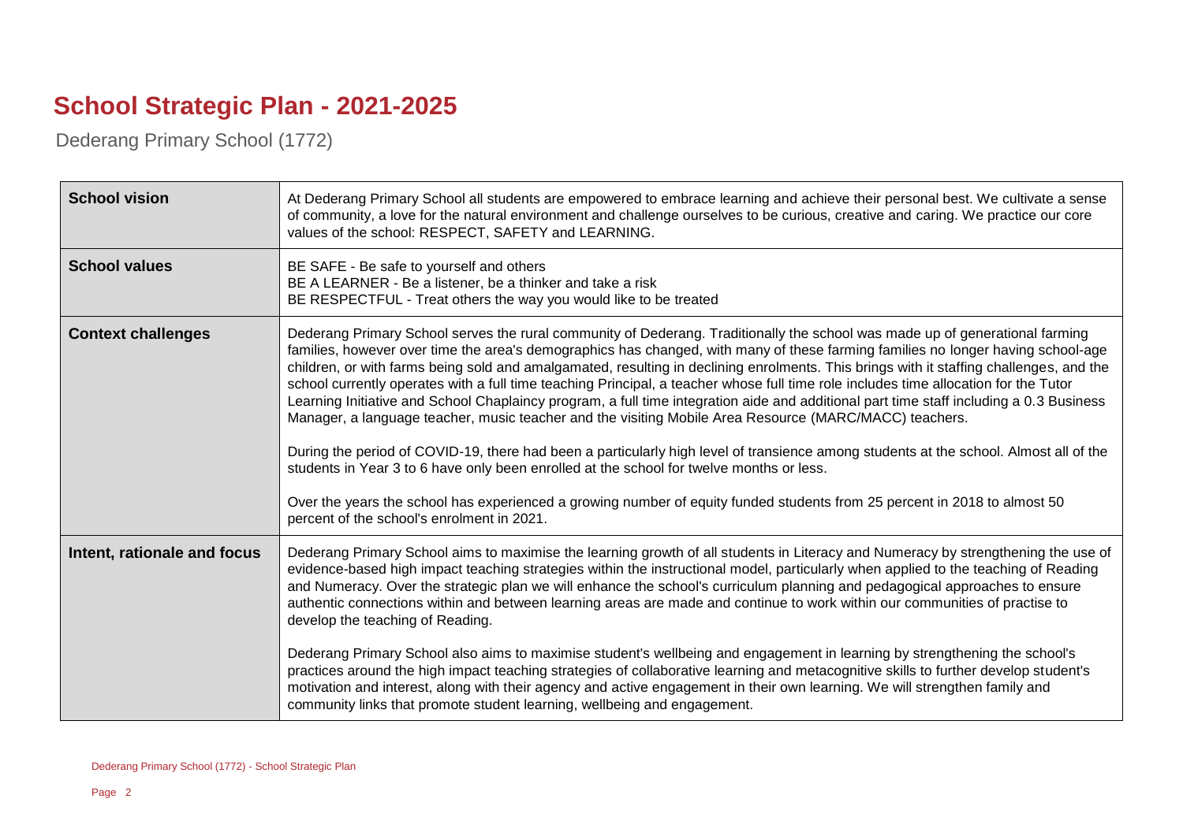# School Strategic Plan - 2021-2025

Dederang Primary School (1772)

| | |
|---|---|
| **School vision** | At Dederang Primary School all students are empowered to embrace learning and achieve their personal best. We cultivate a sense of community, a love for the natural environment and challenge ourselves to be curious, creative and caring. We practice our core values of the school: RESPECT, SAFETY and LEARNING. |
| **School values** | BE SAFE - Be safe to yourself and others<br>BE A LEARNER - Be a listener, be a thinker and take a risk<br>BE RESPECTFUL - Treat others the way you would like to be treated |
| **Context challenges** | Dederang Primary School serves the rural community of Dederang. Traditionally the school was made up of generational farming families, however over time the area's demographics has changed, with many of these farming families no longer having school-age children, or with farms being sold and amalgamated, resulting in declining enrolments. This brings with it staffing challenges, and the school currently operates with a full time teaching Principal, a teacher whose full time role includes time allocation for the Tutor Learning Initiative and School Chaplaincy program, a full time integration aide and additional part time staff including a 0.3 Business Manager, a language teacher, music teacher and the visiting Mobile Area Resource (MARC/MACC) teachers.<br><br>During the period of COVID-19, there had been a particularly high level of transience among students at the school. Almost all of the students in Year 3 to 6 have only been enrolled at the school for twelve months or less.<br><br>Over the years the school has experienced a growing number of equity funded students from 25 percent in 2018 to almost 50 percent of the school's enrolment in 2021. |
| **Intent, rationale and focus** | Dederang Primary School aims to maximise the learning growth of all students in Literacy and Numeracy by strengthening the use of evidence-based high impact teaching strategies within the instructional model, particularly when applied to the teaching of Reading and Numeracy. Over the strategic plan we will enhance the school's curriculum planning and pedagogical approaches to ensure authentic connections within and between learning areas are made and continue to work within our communities of practise to develop the teaching of Reading.<br><br>Dederang Primary School also aims to maximise student's wellbeing and engagement in learning by strengthening the school's practices around the high impact teaching strategies of collaborative learning and metacognitive skills to further develop student's motivation and interest, along with their agency and active engagement in their own learning. We will strengthen family and community links that promote student learning, wellbeing and engagement. |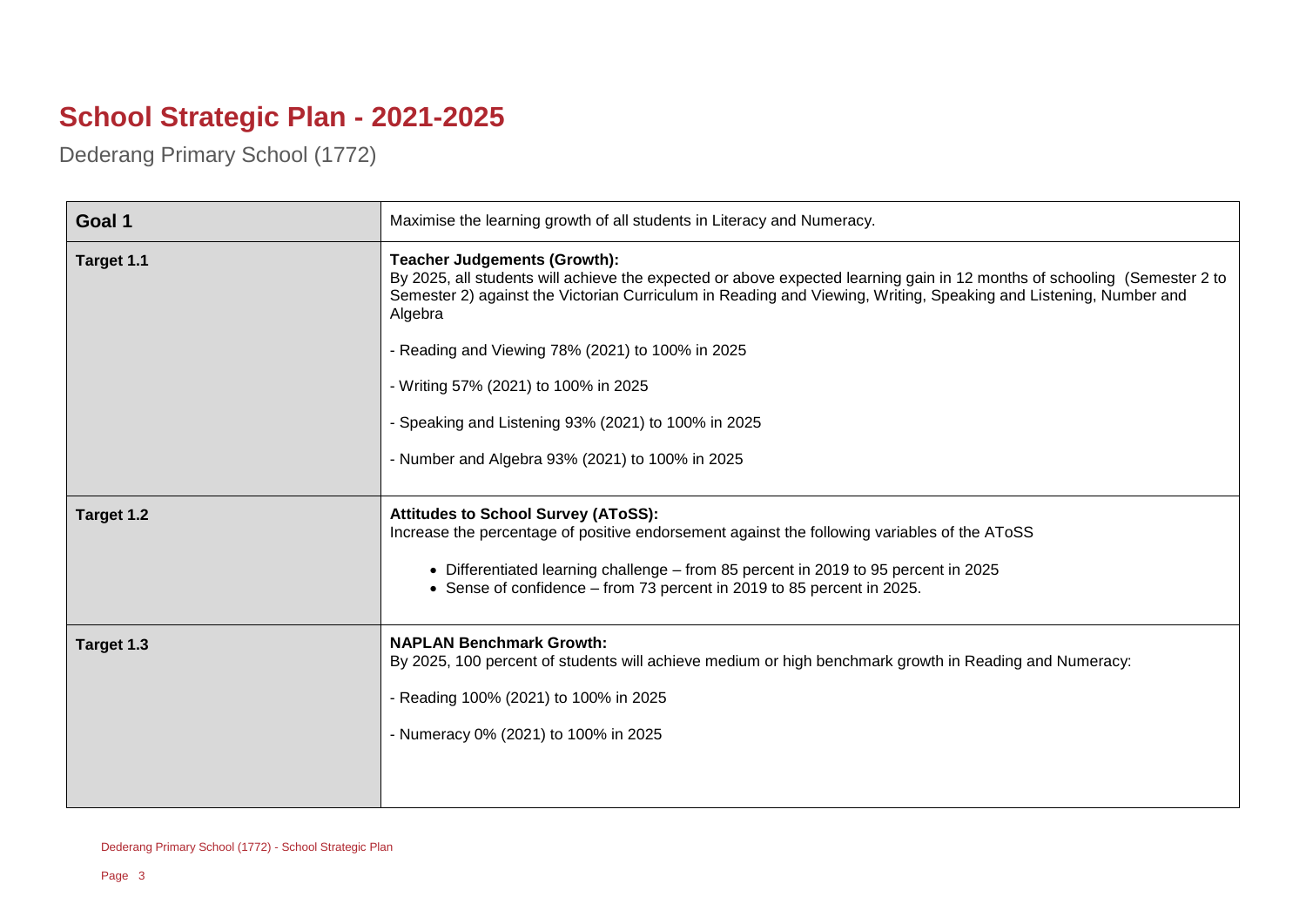# School Strategic Plan - 2021-2025

Dederang Primary School (1772)

| Goal 1 | Maximise the learning growth of all students in Literacy and Numeracy. |
|---|---|
| Target 1.1 | **Teacher Judgements (Growth):**<br>By 2025, all students will achieve the expected or above expected learning gain in 12 months of schooling (Semester 2 to Semester 2) against the Victorian Curriculum in Reading and Viewing, Writing, Speaking and Listening, Number and Algebra<br><br>- Reading and Viewing 78% (2021) to 100% in 2025<br><br>- Writing 57% (2021) to 100% in 2025<br><br>- Speaking and Listening 93% (2021) to 100% in 2025<br><br>- Number and Algebra 93% (2021) to 100% in 2025 |
| Target 1.2 | **Attitudes to School Survey (AToSS):**<br>Increase the percentage of positive endorsement against the following variables of the AToSS<br><br>• Differentiated learning challenge – from 85 percent in 2019 to 95 percent in 2025<br>• Sense of confidence – from 73 percent in 2019 to 85 percent in 2025. |
| Target 1.3 | **NAPLAN Benchmark Growth:**<br>By 2025, 100 percent of students will achieve medium or high benchmark growth in Reading and Numeracy:<br><br>- Reading 100% (2021) to 100% in 2025<br><br>- Numeracy 0% (2021) to 100% in 2025 |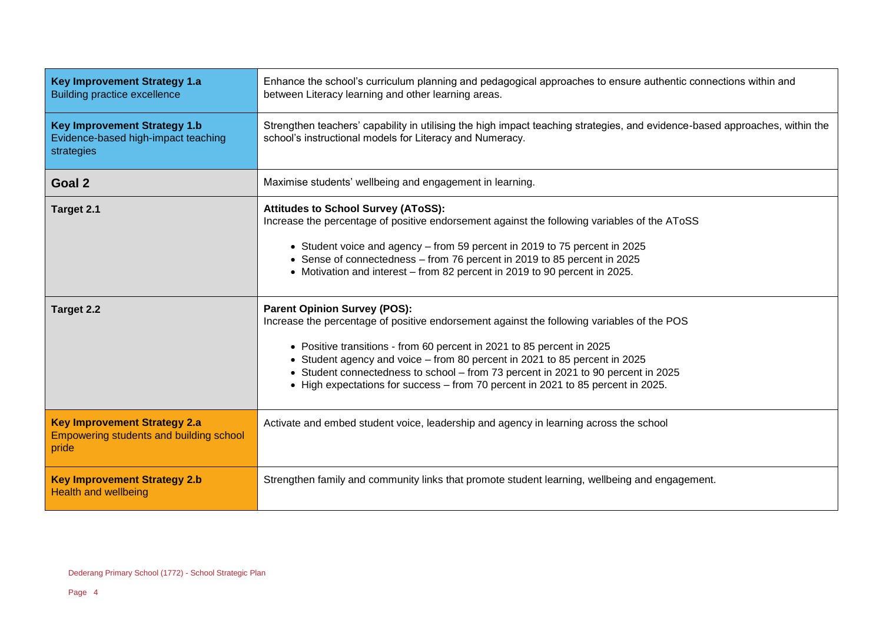| | |
|---|---|
| **Key Improvement Strategy 1.a**<br>Building practice excellence | Enhance the school's curriculum planning and pedagogical approaches to ensure authentic connections within and between Literacy learning and other learning areas. |
| **Key Improvement Strategy 1.b**<br>Evidence-based high-impact teaching strategies | Strengthen teachers' capability in utilising the high impact teaching strategies, and evidence-based approaches, within the school's instructional models for Literacy and Numeracy. |
| **Goal 2** | Maximise students' wellbeing and engagement in learning. |
| **Target 2.1** | **Attitudes to School Survey (AToSS):**<br>Increase the percentage of positive endorsement against the following variables of the AToSS<br>• Student voice and agency – from 59 percent in 2019 to 75 percent in 2025<br>• Sense of connectedness – from 76 percent in 2019 to 85 percent in 2025<br>• Motivation and interest – from 82 percent in 2019 to 90 percent in 2025. |
| **Target 2.2** | **Parent Opinion Survey (POS):**<br>Increase the percentage of positive endorsement against the following variables of the POS<br>• Positive transitions - from 60 percent in 2021 to 85 percent in 2025<br>• Student agency and voice – from 80 percent in 2021 to 85 percent in 2025<br>• Student connectedness to school – from 73 percent in 2021 to 90 percent in 2025<br>• High expectations for success – from 70 percent in 2021 to 85 percent in 2025. |
| **Key Improvement Strategy 2.a**<br>Empowering students and building school pride | Activate and embed student voice, leadership and agency in learning across the school |
| **Key Improvement Strategy 2.b**<br>Health and wellbeing | Strengthen family and community links that promote student learning, wellbeing and engagement. |